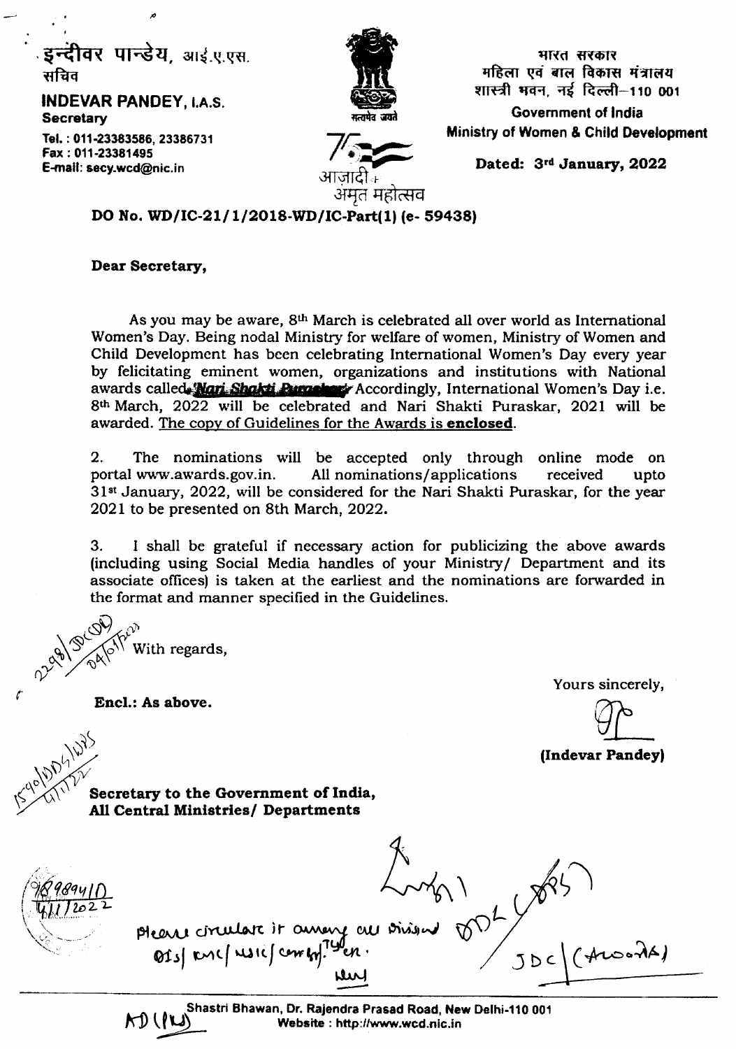इन्दीवर पान्डेय, आई.ए.एस.
सचिव

**INDEVAR PANDEY, I.A.S.**
**Secretary**

Tel. : 011-23383586, 23386731
Fax : 011-23381495
E-mail: secy.wcd@nic.in

सत्यमेव जयते

आज़ादी का अमृत महोत्सव

भारत सरकार
महिला एवं बाल विकास मंत्रालय
शास्त्री भवन, नई दिल्ली–110 001

**Government of India**
**Ministry of Women & Child Development**

**Dated: 3rd January, 2022**

**DO No. WD/IC-21/1/2018-WD/IC-Part(1) (e- 59438)**

**Dear Secretary,**

As you may be aware, 8th March is celebrated all over world as International Women's Day. Being nodal Ministry for welfare of women, Ministry of Women and Child Development has been celebrating International Women's Day every year by felicitating eminent women, organizations and institutions with National awards called *Nari Shakti Puraskar*. Accordingly, International Women's Day i.e. 8th March, 2022 will be celebrated and Nari Shakti Puraskar, 2021 will be awarded. The copy of Guidelines for the Awards is **enclosed**.

2. The nominations will be accepted only through online mode on portal www.awards.gov.in. All nominations/applications received upto 31st January, 2022, will be considered for the Nari Shakti Puraskar, for the year 2021 to be presented on 8th March, 2022.

3. I shall be grateful if necessary action for publicizing the above awards (including using Social Media handles of your Ministry/ Department and its associate offices) is taken at the earliest and the nominations are forwarded in the format and manner specified in the Guidelines.

With regards,

Yours sincerely,

(Indevar Pandey)

**Encl.: As above.**

**Secretary to the Government of India,**
**All Central Ministries/ Departments**

Please circulate it among all Division OIs/ EMC/ NSIC/ Comply. 7th Jan.

Shastri Bhawan, Dr. Rajendra Prasad Road, New Delhi-110 001
Website : http://www.wcd.nic.in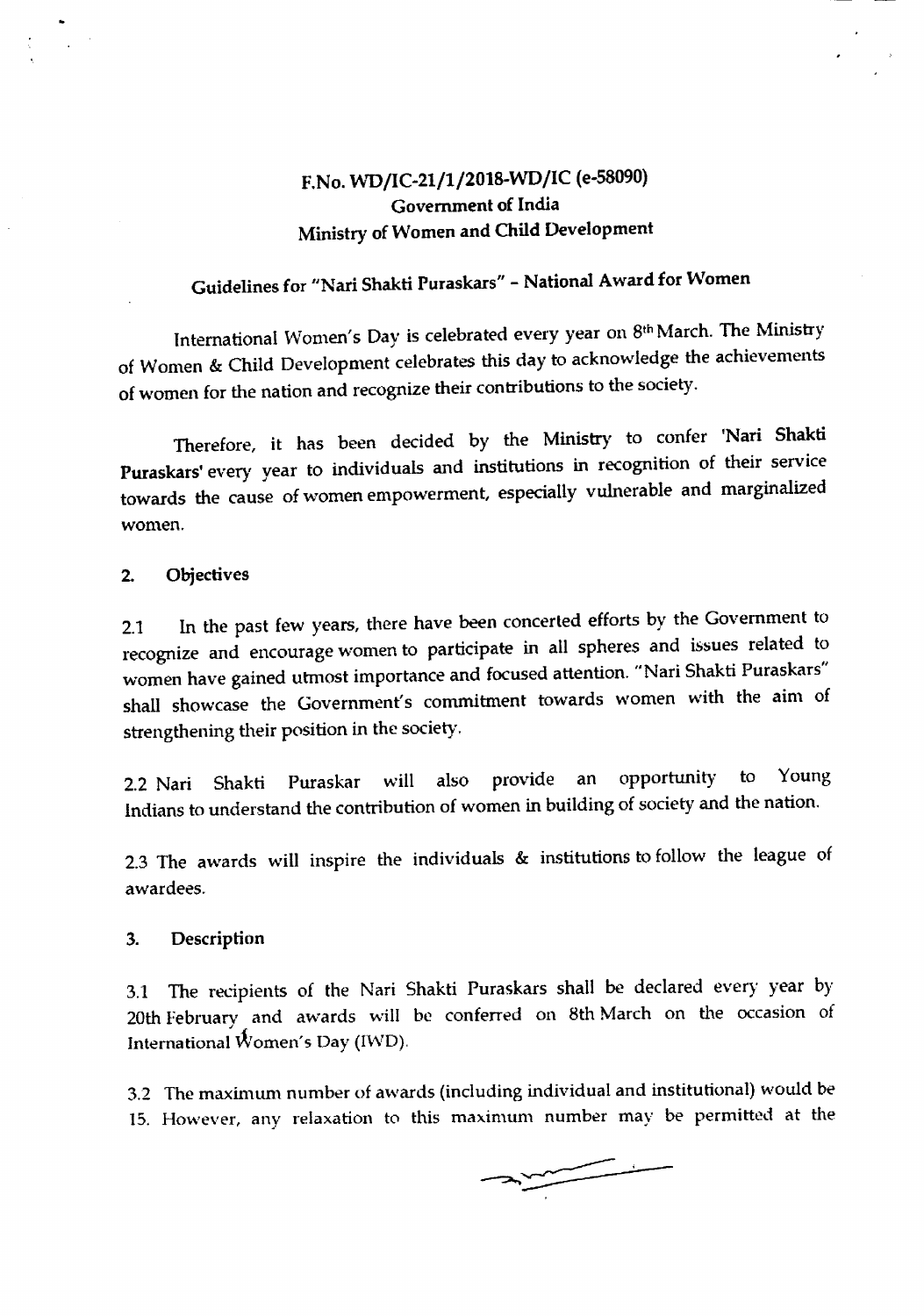F.No. WD/IC-21/1/2018-WD/IC (e-58090)
Government of India
Ministry of Women and Child Development

## Guidelines for "Nari Shakti Puraskars" - National Award for Women

International Women's Day is celebrated every year on 8th March. The Ministry of Women & Child Development celebrates this day to acknowledge the achievements of women for the nation and recognize their contributions to the society.

Therefore, it has been decided by the Ministry to confer **'Nari Shakti Puraskars'** every year to individuals and institutions in recognition of their service towards the cause of women empowerment, especially vulnerable and marginalized women.

### 2. Objectives

2.1 In the past few years, there have been concerted efforts by the Government to recognize and encourage women to participate in all spheres and issues related to women have gained utmost importance and focused attention. "Nari Shakti Puraskars" shall showcase the Government's commitment towards women with the aim of strengthening their position in the society.

2.2 Nari Shakti Puraskar will also provide an opportunity to Young Indians to understand the contribution of women in building of society and the nation.

2.3 The awards will inspire the individuals & institutions to follow the league of awardees.

### 3. Description

3.1 The recipients of the Nari Shakti Puraskars shall be declared every year by 20th February and awards will be conferred on 8th March on the occasion of International Women's Day (IWD).

3.2 The maximum number of awards (including individual and institutional) would be 15. However, any relaxation to this maximum number may be permitted at the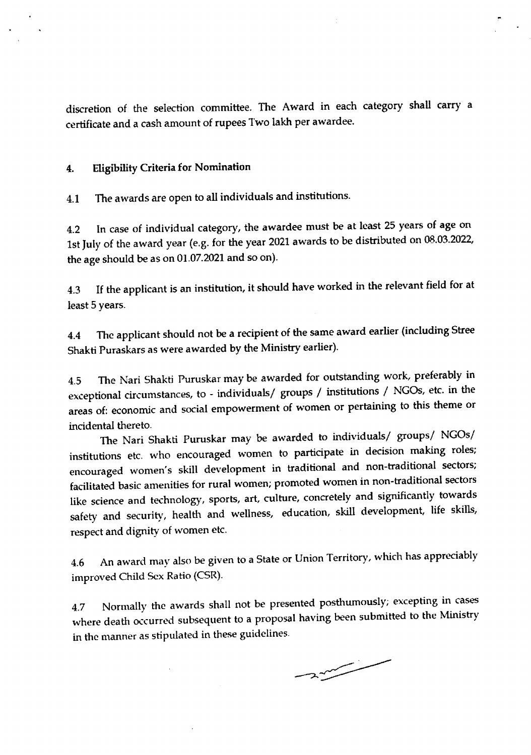discretion of the selection committee. The Award in each category shall carry a certificate and a cash amount of rupees Two lakh per awardee.

## 4. Eligibility Criteria for Nomination

4.1 The awards are open to all individuals and institutions.

4.2 In case of individual category, the awardee must be at least 25 years of age on 1st July of the award year (e.g. for the year 2021 awards to be distributed on 08.03.2022, the age should be as on 01.07.2021 and so on).

4.3 If the applicant is an institution, it should have worked in the relevant field for at least 5 years.

4.4 The applicant should not be a recipient of the same award earlier (including Stree Shakti Puraskars as were awarded by the Ministry earlier).

4.5 The Nari Shakti Puruskar may be awarded for outstanding work, preferably in exceptional circumstances, to - individuals/ groups / institutions / NGOs, etc. in the areas of: economic and social empowerment of women or pertaining to this theme or incidental thereto.

The Nari Shakti Puruskar may be awarded to individuals/ groups/ NGOs/ institutions etc. who encouraged women to participate in decision making roles; encouraged women's skill development in traditional and non-traditional sectors; facilitated basic amenities for rural women; promoted women in non-traditional sectors like science and technology, sports, art, culture, concretely and significantly towards safety and security, health and wellness, education, skill development, life skills, respect and dignity of women etc.

4.6 An award may also be given to a State or Union Territory, which has appreciably improved Child Sex Ratio (CSR).

4.7 Normally the awards shall not be presented posthumously; excepting in cases where death occurred subsequent to a proposal having been submitted to the Ministry in the manner as stipulated in these guidelines.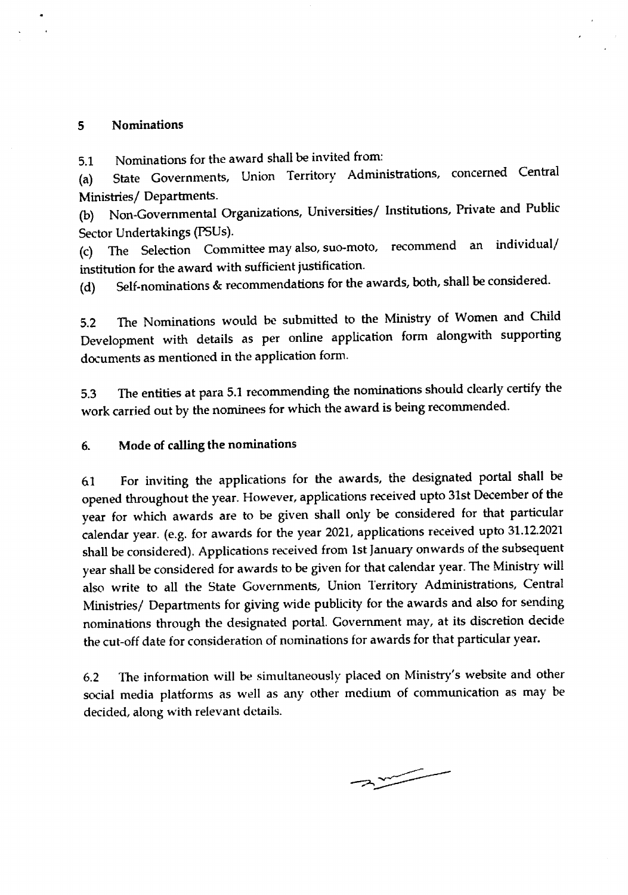## 5 Nominations

5.1 Nominations for the award shall be invited from:

(a) State Governments, Union Territory Administrations, concerned Central Ministries/ Departments.

(b) Non-Governmental Organizations, Universities/ Institutions, Private and Public Sector Undertakings (PSUs).

(c) The Selection Committee may also, suo-moto, recommend an individual/ institution for the award with sufficient justification.

(d) Self-nominations & recommendations for the awards, both, shall be considered.

5.2 The Nominations would be submitted to the Ministry of Women and Child Development with details as per online application form alongwith supporting documents as mentioned in the application form.

5.3 The entities at para 5.1 recommending the nominations should clearly certify the work carried out by the nominees for which the award is being recommended.

## 6. Mode of calling the nominations

6.1 For inviting the applications for the awards, the designated portal shall be opened throughout the year. However, applications received upto 31st December of the year for which awards are to be given shall only be considered for that particular calendar year. (e.g. for awards for the year 2021, applications received upto 31.12.2021 shall be considered). Applications received from 1st January onwards of the subsequent year shall be considered for awards to be given for that calendar year. The Ministry will also write to all the State Governments, Union Territory Administrations, Central Ministries/ Departments for giving wide publicity for the awards and also for sending nominations through the designated portal. Government may, at its discretion decide the cut-off date for consideration of nominations for awards for that particular year.

6.2 The information will be simultaneously placed on Ministry's website and other social media platforms as well as any other medium of communication as may be decided, along with relevant details.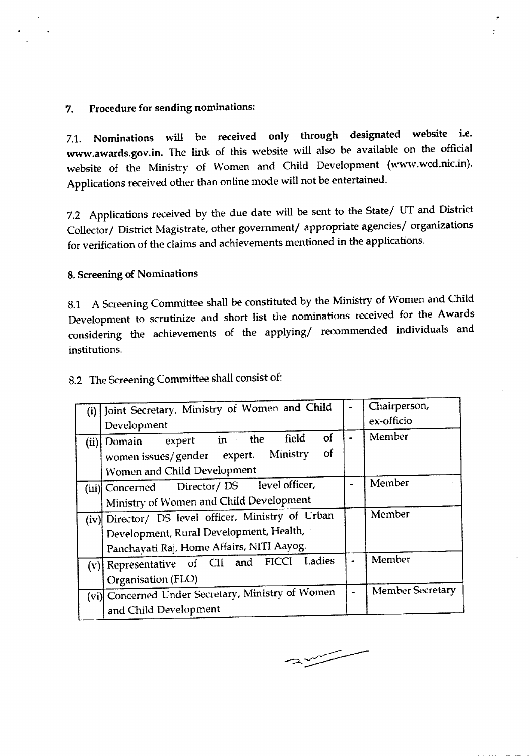## 7. Procedure for sending nominations:

7.1. **Nominations will be received only through designated website i.e. www.awards.gov.in.** The link of this website will also be available on the official website of the Ministry of Women and Child Development (www.wcd.nic.in). Applications received other than online mode will not be entertained.

7.2 Applications received by the due date will be sent to the State/ UT and District Collector/ District Magistrate, other government/ appropriate agencies/ organizations for verification of the claims and achievements mentioned in the applications.

## 8. Screening of Nominations

8.1 A Screening Committee shall be constituted by the Ministry of Women and Child Development to scrutinize and short list the nominations received for the Awards considering the achievements of the applying/ recommended individuals and institutions.

8.2 The Screening Committee shall consist of:

| | | | |
|---|---|---|---|
| (i) | Joint Secretary, Ministry of Women and Child Development | - | Chairperson, ex-officio |
| (ii) | Domain expert in the field of women issues/gender expert, Ministry of Women and Child Development | - | Member |
| (iii) | Concerned Director/ DS level officer, Ministry of Women and Child Development | - | Member |
| (iv) | Director/ DS level officer, Ministry of Urban Development, Rural Development, Health, Panchayati Raj, Home Affairs, NITI Aayog. | | Member |
| (v) | Representative of CII and FICCI Ladies Organisation (FLO) | - | Member |
| (vi) | Concerned Under Secretary, Ministry of Women and Child Development | - | Member Secretary |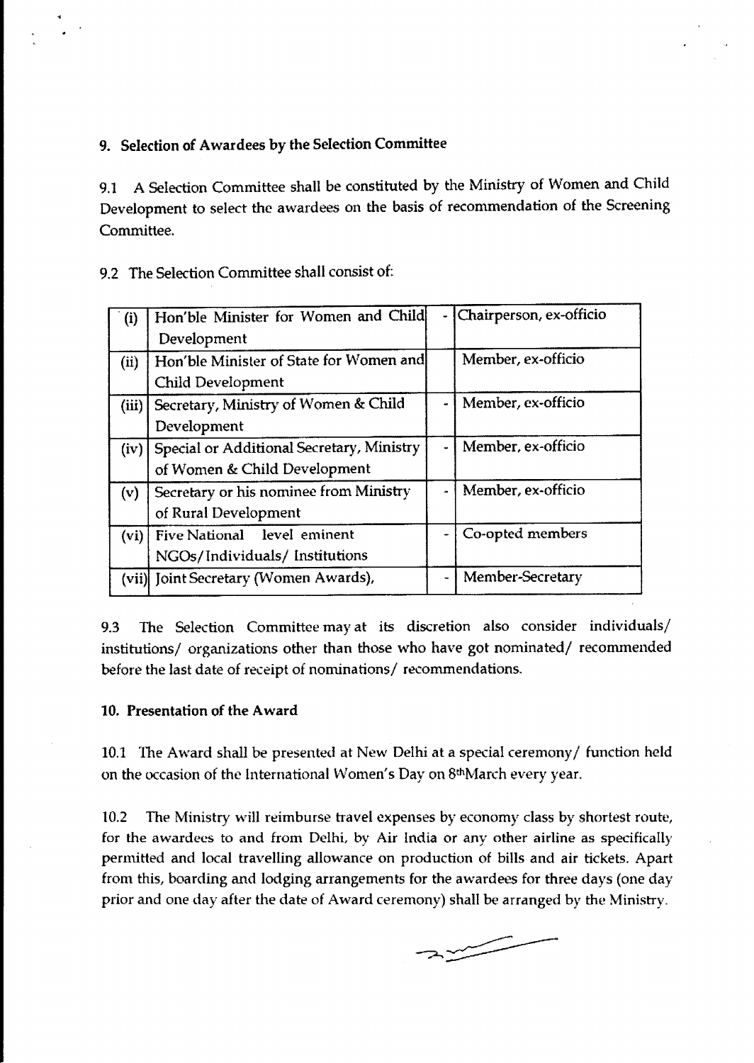## 9. Selection of Awardees by the Selection Committee

9.1 A Selection Committee shall be constituted by the Ministry of Women and Child Development to select the awardees on the basis of recommendation of the Screening Committee.

9.2 The Selection Committee shall consist of:

| | | | |
|---|---|---|---|
| (i) | Hon'ble Minister for Women and Child Development | - | Chairperson, ex-officio |
| (ii) | Hon'ble Minister of State for Women and Child Development | | Member, ex-officio |
| (iii) | Secretary, Ministry of Women & Child Development | - | Member, ex-officio |
| (iv) | Special or Additional Secretary, Ministry of Women & Child Development | - | Member, ex-officio |
| (v) | Secretary or his nominee from Ministry of Rural Development | - | Member, ex-officio |
| (vi) | Five National level eminent NGOs/Individuals/ Institutions | - | Co-opted members |
| (vii) | Joint Secretary (Women Awards), | - | Member-Secretary |

9.3 The Selection Committee may at its discretion also consider individuals/ institutions/ organizations other than those who have got nominated/ recommended before the last date of receipt of nominations/ recommendations.

## 10. Presentation of the Award

10.1 The Award shall be presented at New Delhi at a special ceremony/ function held on the occasion of the International Women's Day on 8thMarch every year.

10.2 The Ministry will reimburse travel expenses by economy class by shortest route, for the awardees to and from Delhi, by Air India or any other airline as specifically permitted and local travelling allowance on production of bills and air tickets. Apart from this, boarding and lodging arrangements for the awardees for three days (one day prior and one day after the date of Award ceremony) shall be arranged by the Ministry.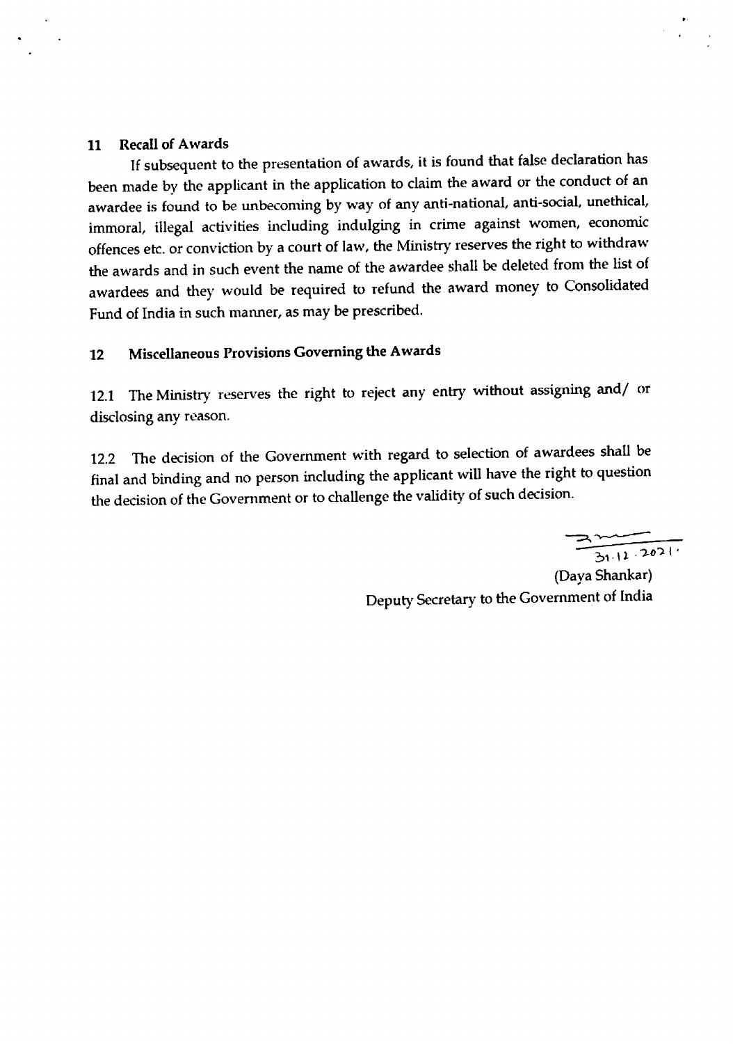## 11 Recall of Awards

If subsequent to the presentation of awards, it is found that false declaration has been made by the applicant in the application to claim the award or the conduct of an awardee is found to be unbecoming by way of any anti-national, anti-social, unethical, immoral, illegal activities including indulging in crime against women, economic offences etc. or conviction by a court of law, the Ministry reserves the right to withdraw the awards and in such event the name of the awardee shall be deleted from the list of awardees and they would be required to refund the award money to Consolidated Fund of India in such manner, as may be prescribed.

## 12 Miscellaneous Provisions Governing the Awards

12.1 The Ministry reserves the right to reject any entry without assigning and/ or disclosing any reason.

12.2 The decision of the Government with regard to selection of awardees shall be final and binding and no person including the applicant will have the right to question the decision of the Government or to challenge the validity of such decision.

31.12.2021

(Daya Shankar)
Deputy Secretary to the Government of India